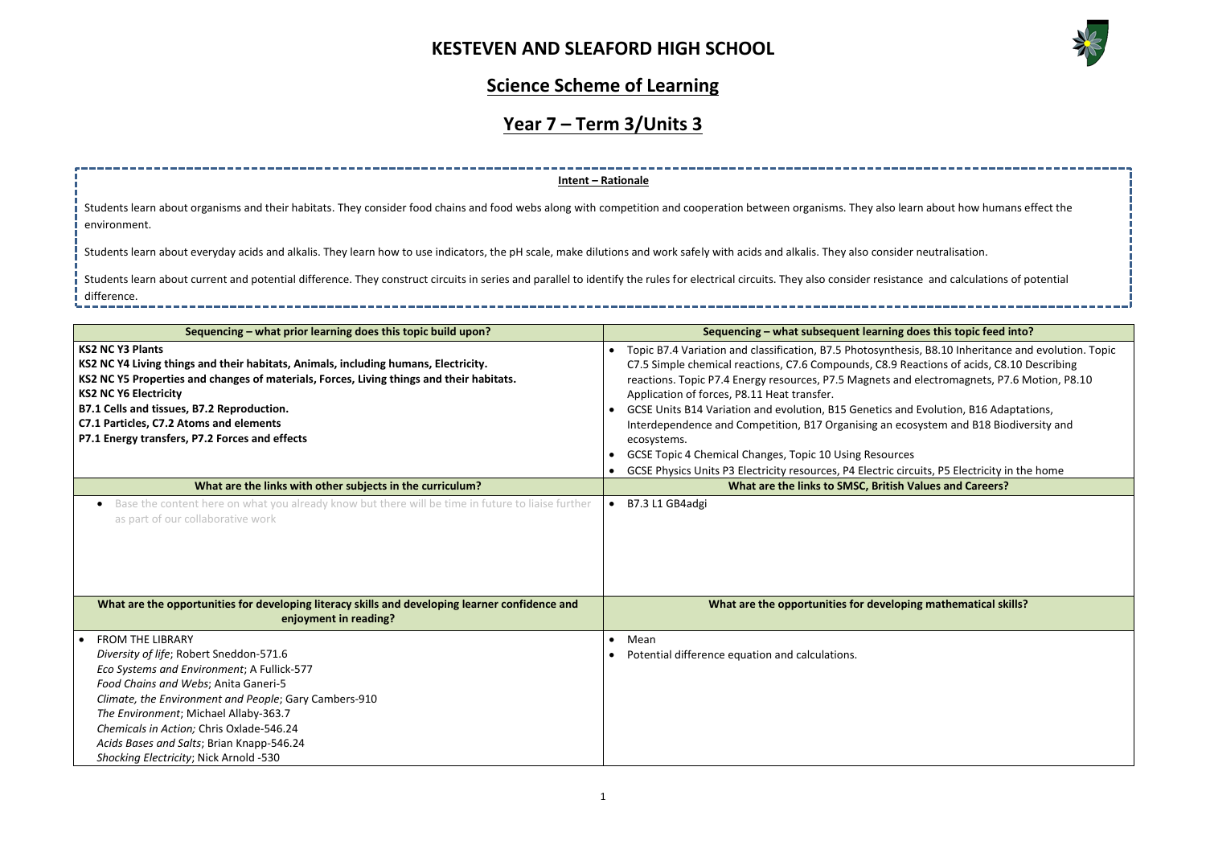# KESTEVEN AND SLEAFORD HIGH SCHOOL

## Science Scheme of Learning

## Year 7 – Term 3/Units 3

**Intent – Rationale**

Students learn about organisms and their habitats. They consider food chains and food webs along with competition and cooperation between organisms. They also learn about how humans effect the environment.

Students learn about everyday acids and alkalis. They learn how to use indicators, the pH scale, make dilutions and work safely with acids and alkalis. They also consider neutralisation.

Students learn about current and potential difference. They construct circuits in series and parallel to identify the rules for electrical circuits. They also consider resistance and calculations of potential difference.

| Sequencing – what prior learning does this topic build upon? | Sequencing – what subsequent learning does this topic feed into? |
|---|---|
| **KS2 NC Y3 Plants**<br>**KS2 NC Y4 Living things and their habitats, Animals, including humans, Electricity.**<br>**KS2 NC Y5 Properties and changes of materials, Forces, Living things and their habitats.**<br>**KS2 NC Y6 Electricity**<br>**B7.1 Cells and tissues, B7.2 Reproduction.**<br>**C7.1 Particles, C7.2 Atoms and elements**<br>**P7.1 Energy transfers, P7.2 Forces and effects** | • Topic B7.4 Variation and classification, B7.5 Photosynthesis, B8.10 Inheritance and evolution. Topic C7.5 Simple chemical reactions, C7.6 Compounds, C8.9 Reactions of acids, C8.10 Describing reactions. Topic P7.4 Energy resources, P7.5 Magnets and electromagnets, P7.6 Motion, P8.10 Application of forces, P8.11 Heat transfer.<br>• GCSE Units B14 Variation and evolution, B15 Genetics and Evolution, B16 Adaptations, Interdependence and Competition, B17 Organising an ecosystem and B18 Biodiversity and ecosystems.<br>• GCSE Topic 4 Chemical Changes, Topic 10 Using Resources<br>• GCSE Physics Units P3 Electricity resources, P4 Electric circuits, P5 Electricity in the home |
| **What are the links with other subjects in the curriculum?** | **What are the links to SMSC, British Values and Careers?** |
| • Base the content here on what you already know but there will be time in future to liaise further as part of our collaborative work | • B7.3 L1 GB4adgi |
| **What are the opportunities for developing literacy skills and developing learner confidence and enjoyment in reading?** | **What are the opportunities for developing mathematical skills?** |
| • FROM THE LIBRARY<br>*Diversity of life*; Robert Sneddon-571.6<br>*Eco Systems and Environment*; A Fullick-577<br>*Food Chains and Webs*; Anita Ganeri-5<br>*Climate, the Environment and People*; Gary Cambers-910<br>*The Environment*; Michael Allaby-363.7<br>*Chemicals in Action;* Chris Oxlade-546.24<br>*Acids Bases and Salts*; Brian Knapp-546.24<br>*Shocking Electricity*; Nick Arnold -530 | • Mean<br>• Potential difference equation and calculations. |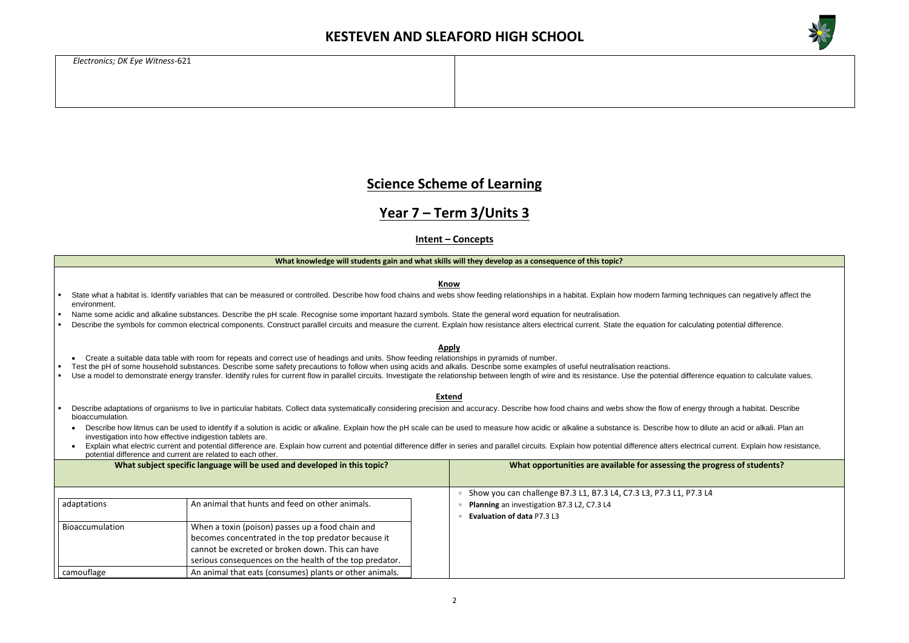| *Electronics; DK Eye Witness*-621 | |
|---|---|

# Science Scheme of Learning

## Year 7 – Term 3/Units 3

### Intent – Concepts

**What knowledge will students gain and what skills will they develop as a consequence of this topic?**

**Know**

- State what a habitat is. Identify variables that can be measured or controlled. Describe how food chains and webs show feeding relationships in a habitat. Explain how modern farming techniques can negatively affect the environment.
- Name some acidic and alkaline substances. Describe the pH scale. Recognise some important hazard symbols. State the general word equation for neutralisation.
- Describe the symbols for common electrical components. Construct parallel circuits and measure the current. Explain how resistance alters electrical current. State the equation for calculating potential difference.

**Apply**

- Create a suitable data table with room for repeats and correct use of headings and units. Show feeding relationships in pyramids of number.
- Test the pH of some household substances. Describe some safety precautions to follow when using acids and alkalis. Describe some examples of useful neutralisation reactions.
- Use a model to demonstrate energy transfer. Identify rules for current flow in parallel circuits. Investigate the relationship between length of wire and its resistance. Use the potential difference equation to calculate values.

**Extend**

- Describe adaptations of organisms to live in particular habitats. Collect data systematically considering precision and accuracy. Describe how food chains and webs show the flow of energy through a habitat. Describe bioaccumulation.
- Describe how litmus can be used to identify if a solution is acidic or alkaline. Explain how the pH scale can be used to measure how acidic or alkaline a substance is. Describe how to dilute an acid or alkali. Plan an investigation into how effective indigestion tablets are.
- Explain what electric current and potential difference are. Explain how current and potential difference differ in series and parallel circuits. Explain how potential difference alters electrical current. Explain how resistance, potential difference and current are related to each other.

**What subject specific language will be used and developed in this topic?**

| | |
|---|---|
| adaptations | An animal that hunts and feed on other animals. |
| Bioaccumulation | When a toxin (poison) passes up a food chain and becomes concentrated in the top predator because it cannot be excreted or broken down. This can have serious consequences on the health of the top predator. |
| camouflage | An animal that eats (consumes) plants or other animals. |

**What opportunities are available for assessing the progress of students?**

- Show you can challenge B7.3 L1, B7.3 L4, C7.3 L3, P7.3 L1, P7.3 L4
- **Planning** an investigation B7.3 L2, C7.3 L4
- **Evaluation of data** P7.3 L3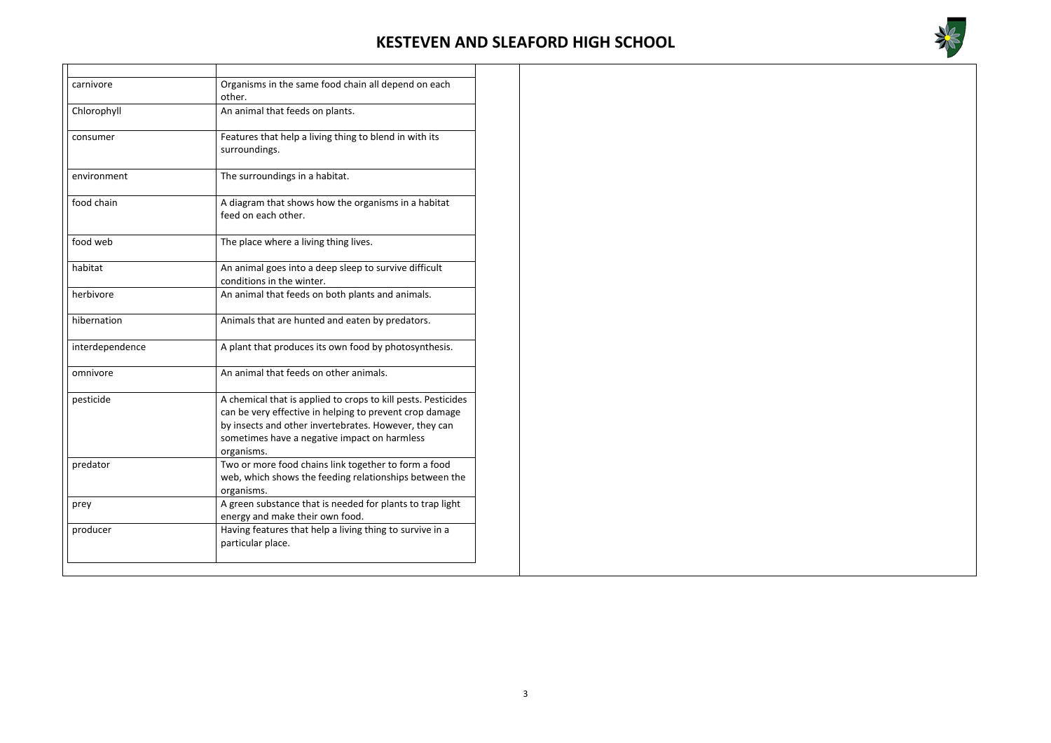| | |
|---|---|
| carnivore | Organisms in the same food chain all depend on each other. |
| Chlorophyll | An animal that feeds on plants. |
| consumer | Features that help a living thing to blend in with its surroundings. |
| environment | The surroundings in a habitat. |
| food chain | A diagram that shows how the organisms in a habitat feed on each other. |
| food web | The place where a living thing lives. |
| habitat | An animal goes into a deep sleep to survive difficult conditions in the winter. |
| herbivore | An animal that feeds on both plants and animals. |
| hibernation | Animals that are hunted and eaten by predators. |
| interdependence | A plant that produces its own food by photosynthesis. |
| omnivore | An animal that feeds on other animals. |
| pesticide | A chemical that is applied to crops to kill pests. Pesticides can be very effective in helping to prevent crop damage by insects and other invertebrates. However, they can sometimes have a negative impact on harmless organisms. |
| predator | Two or more food chains link together to form a food web, which shows the feeding relationships between the organisms. |
| prey | A green substance that is needed for plants to trap light energy and make their own food. |
| producer | Having features that help a living thing to survive in a particular place. |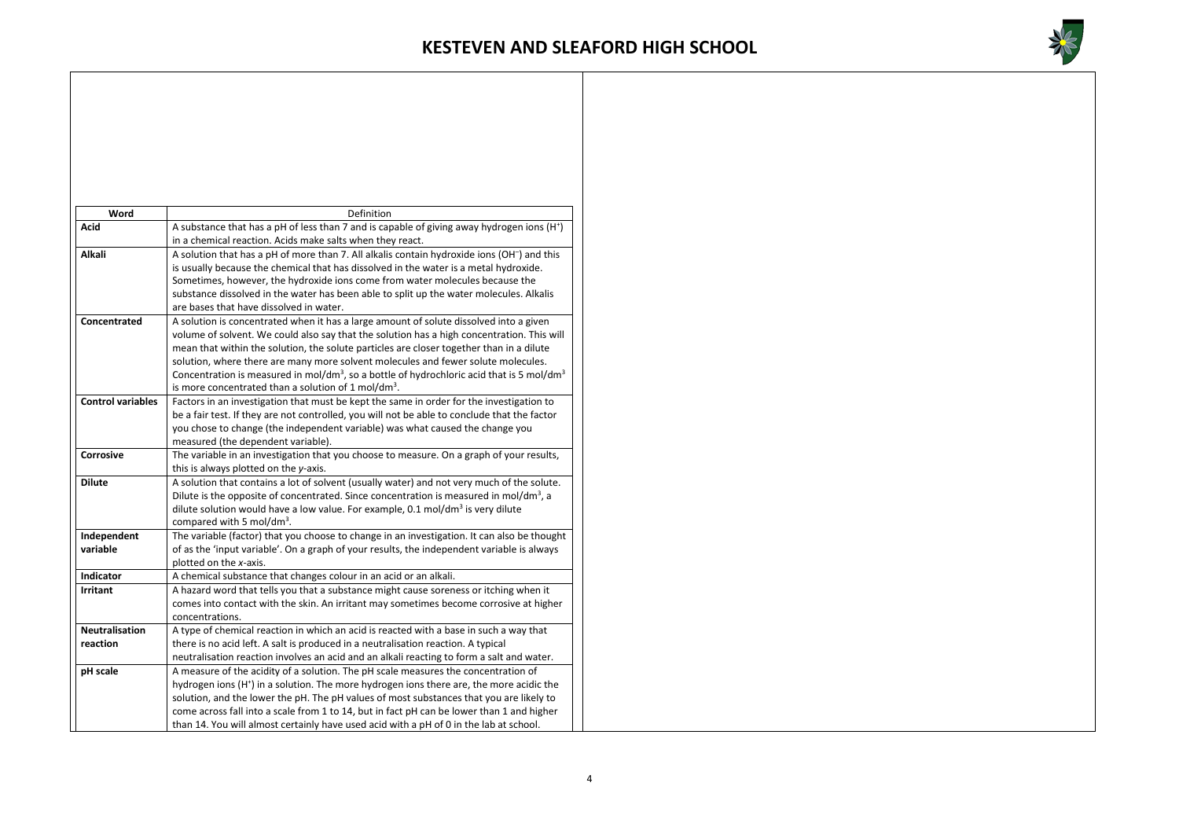| Word | Definition |
|---|---|
| **Acid** | A substance that has a pH of less than 7 and is capable of giving away hydrogen ions ($H^+$) in a chemical reaction. Acids make salts when they react. |
| **Alkali** | A solution that has a pH of more than 7. All alkalis contain hydroxide ions ($OH^-$) and this is usually because the chemical that has dissolved in the water is a metal hydroxide. Sometimes, however, the hydroxide ions come from water molecules because the substance dissolved in the water has been able to split up the water molecules. Alkalis are bases that have dissolved in water. |
| **Concentrated** | A solution is concentrated when it has a large amount of solute dissolved into a given volume of solvent. We could also say that the solution has a high concentration. This will mean that within the solution, the solute particles are closer together than in a dilute solution, where there are many more solvent molecules and fewer solute molecules. Concentration is measured in mol/dm$^3$, so a bottle of hydrochloric acid that is 5 mol/dm$^3$ is more concentrated than a solution of 1 mol/dm$^3$. |
| **Control variables** | Factors in an investigation that must be kept the same in order for the investigation to be a fair test. If they are not controlled, you will not be able to conclude that the factor you chose to change (the independent variable) was what caused the change you measured (the dependent variable). |
| **Corrosive** | The variable in an investigation that you choose to measure. On a graph of your results, this is always plotted on the *y*-axis. |
| **Dilute** | A solution that contains a lot of solvent (usually water) and not very much of the solute. Dilute is the opposite of concentrated. Since concentration is measured in mol/dm$^3$, a dilute solution would have a low value. For example, 0.1 mol/dm$^3$ is very dilute compared with 5 mol/dm$^3$. |
| **Independent variable** | The variable (factor) that you choose to change in an investigation. It can also be thought of as the 'input variable'. On a graph of your results, the independent variable is always plotted on the *x*-axis. |
| **Indicator** | A chemical substance that changes colour in an acid or an alkali. |
| **Irritant** | A hazard word that tells you that a substance might cause soreness or itching when it comes into contact with the skin. An irritant may sometimes become corrosive at higher concentrations. |
| **Neutralisation reaction** | A type of chemical reaction in which an acid is reacted with a base in such a way that there is no acid left. A salt is produced in a neutralisation reaction. A typical neutralisation reaction involves an acid and an alkali reacting to form a salt and water. |
| **pH scale** | A measure of the acidity of a solution. The pH scale measures the concentration of hydrogen ions ($H^+$) in a solution. The more hydrogen ions there are, the more acidic the solution, and the lower the pH. The pH values of most substances that you are likely to come across fall into a scale from 1 to 14, but in fact pH can be lower than 1 and higher than 14. You will almost certainly have used acid with a pH of 0 in the lab at school. |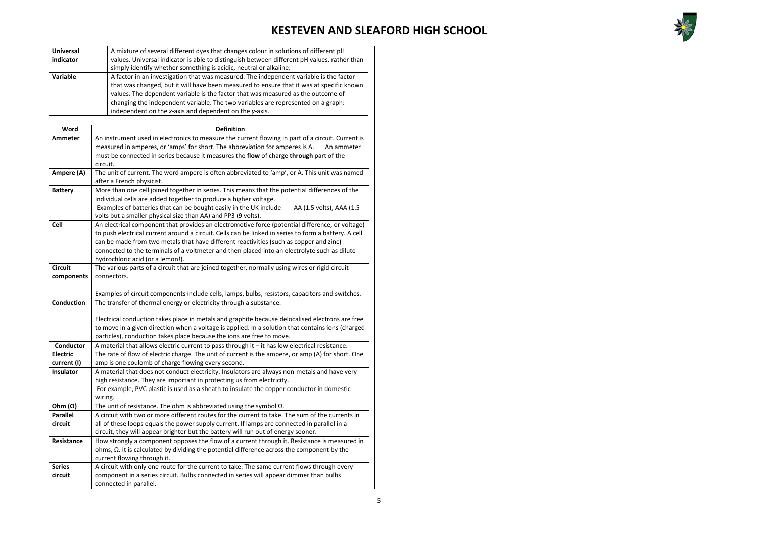| | |
|---|---|
| **Universal indicator** | A mixture of several different dyes that changes colour in solutions of different pH values. Universal indicator is able to distinguish between different pH values, rather than simply identify whether something is acidic, neutral or alkaline. |
| **Variable** | A factor in an investigation that was measured. The independent variable is the factor that was changed, but it will have been measured to ensure that it was at specific known values. The dependent variable is the factor that was measured as the outcome of changing the independent variable. The two variables are represented on a graph: independent on the *x*-axis and dependent on the *y*-axis. |

| Word | Definition |
|---|---|
| **Ammeter** | An instrument used in electronics to measure the current flowing in part of a circuit. Current is measured in amperes, or 'amps' for short. The abbreviation for amperes is A. An ammeter must be connected in series because it measures the **flow** of charge **through** part of the circuit. |
| **Ampere (A)** | The unit of current. The word ampere is often abbreviated to 'amp', or A. This unit was named after a French physicist. |
| **Battery** | More than one cell joined together in series. This means that the potential differences of the individual cells are added together to produce a higher voltage. Examples of batteries that can be bought easily in the UK include AA (1.5 volts), AAA (1.5 volts but a smaller physical size than AA) and PP3 (9 volts). |
| **Cell** | An electrical component that provides an electromotive force (potential difference, or voltage) to push electrical current around a circuit. Cells can be linked in series to form a battery. A cell can be made from two metals that have different reactivities (such as copper and zinc) connected to the terminals of a voltmeter and then placed into an electrolyte such as dilute hydrochloric acid (or a lemon!). |
| **Circuit components** | The various parts of a circuit that are joined together, normally using wires or rigid circuit connectors.<br><br>Examples of circuit components include cells, lamps, bulbs, resistors, capacitors and switches. |
| **Conduction** | The transfer of thermal energy or electricity through a substance.<br><br>Electrical conduction takes place in metals and graphite because delocalised electrons are free to move in a given direction when a voltage is applied. In a solution that contains ions (charged particles), conduction takes place because the ions are free to move. |
| **Conductor** | A material that allows electric current to pass through it – it has low electrical resistance. |
| **Electric current (I)** | The rate of flow of electric charge. The unit of current is the ampere, or amp (A) for short. One amp is one coulomb of charge flowing every second. |
| **Insulator** | A material that does not conduct electricity. Insulators are always non-metals and have very high resistance. They are important in protecting us from electricity. For example, PVC plastic is used as a sheath to insulate the copper conductor in domestic wiring. |
| **Ohm (Ω)** | The unit of resistance. The ohm is abbreviated using the symbol Ω. |
| **Parallel circuit** | A circuit with two or more different routes for the current to take. The sum of the currents in all of these loops equals the power supply current. If lamps are connected in parallel in a circuit, they will appear brighter but the battery will run out of energy sooner. |
| **Resistance** | How strongly a component opposes the flow of a current through it. Resistance is measured in ohms, Ω. It is calculated by dividing the potential difference across the component by the current flowing through it. |
| **Series circuit** | A circuit with only one route for the current to take. The same current flows through every component in a series circuit. Bulbs connected in series will appear dimmer than bulbs connected in parallel. |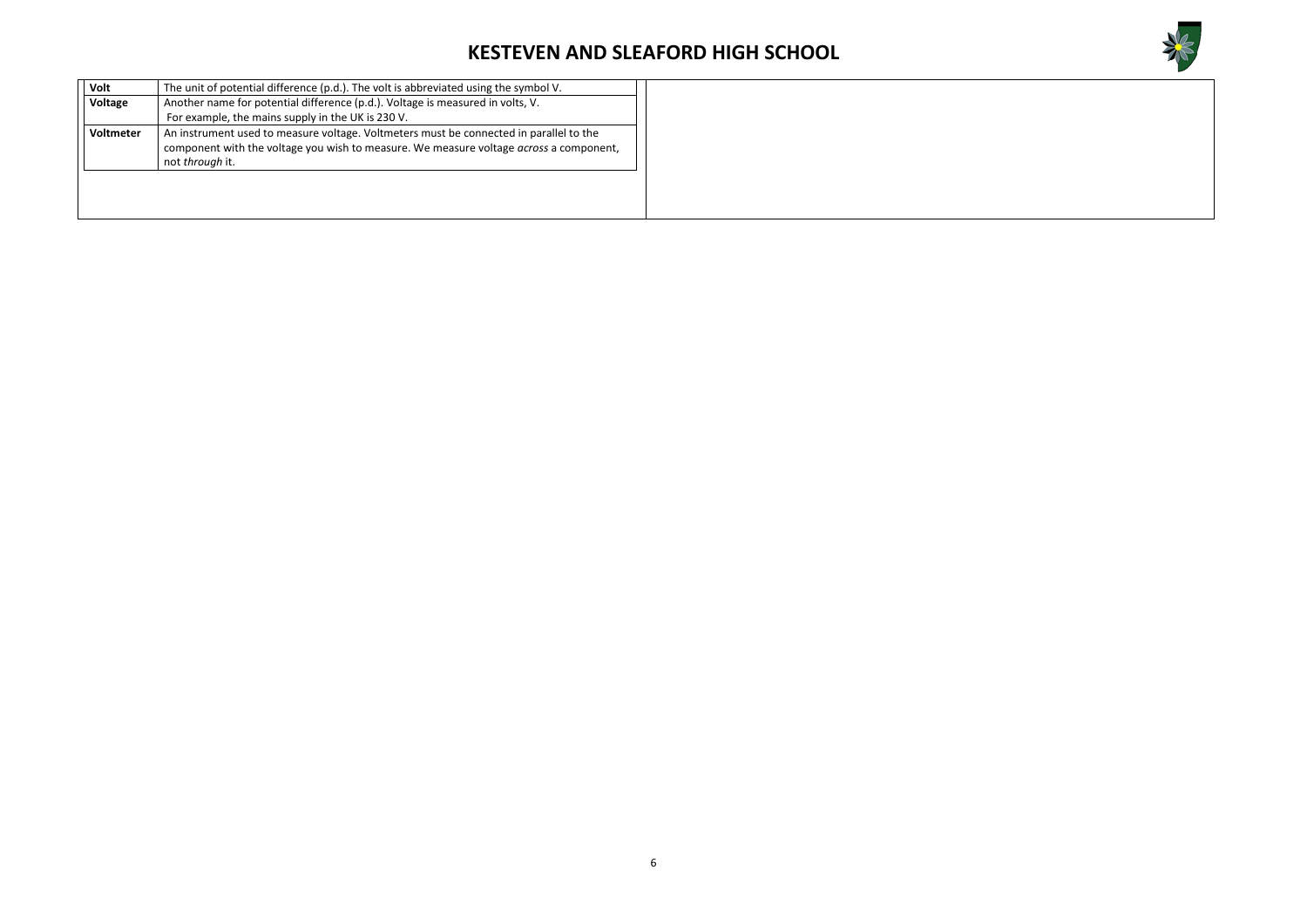| | |
|---|---|
| **Volt** | The unit of potential difference (p.d.). The volt is abbreviated using the symbol V. |
| **Voltage** | Another name for potential difference (p.d.). Voltage is measured in volts, V. For example, the mains supply in the UK is 230 V. |
| **Voltmeter** | An instrument used to measure voltage. Voltmeters must be connected in parallel to the component with the voltage you wish to measure. We measure voltage *across* a component, not *through* it. |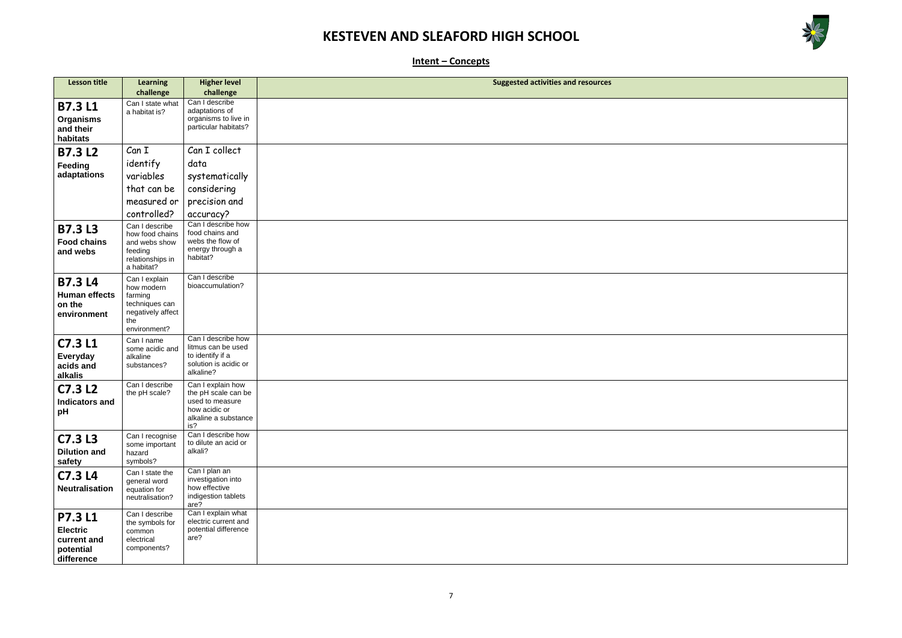# KESTEVEN AND SLEAFORD HIGH SCHOOL

## Intent – Concepts

| Lesson title | Learning challenge | Higher level challenge | Suggested activities and resources |
|---|---|---|---|
| **B7.3 L1** **Organisms and their habitats** | Can I state what a habitat is? | Can I describe adaptations of organisms to live in particular habitats? | |
| **B7.3 L2** **Feeding adaptations** | Can I identify variables that can be measured or controlled? | Can I collect data systematically considering precision and accuracy? | |
| **B7.3 L3** **Food chains and webs** | Can I describe how food chains and webs show feeding relationships in a habitat? | Can I describe how food chains and webs the flow of energy through a habitat? | |
| **B7.3 L4** **Human effects on the environment** | Can I explain how modern farming techniques can negatively affect the environment? | Can I describe bioaccumulation? | |
| **C7.3 L1** **Everyday acids and alkalis** | Can I name some acidic and alkaline substances? | Can I describe how litmus can be used to identify if a solution is acidic or alkaline? | |
| **C7.3 L2** **Indicators and pH** | Can I describe the pH scale? | Can I explain how the pH scale can be used to measure how acidic or alkaline a substance is? | |
| **C7.3 L3** **Dilution and safety** | Can I recognise some important hazard symbols? | Can I describe how to dilute an acid or alkali? | |
| **C7.3 L4** **Neutralisation** | Can I state the general word equation for neutralisation? | Can I plan an investigation into how effective indigestion tablets are? | |
| **P7.3 L1** **Electric current and potential difference** | Can I describe the symbols for common electrical components? | Can I explain what electric current and potential difference are? | |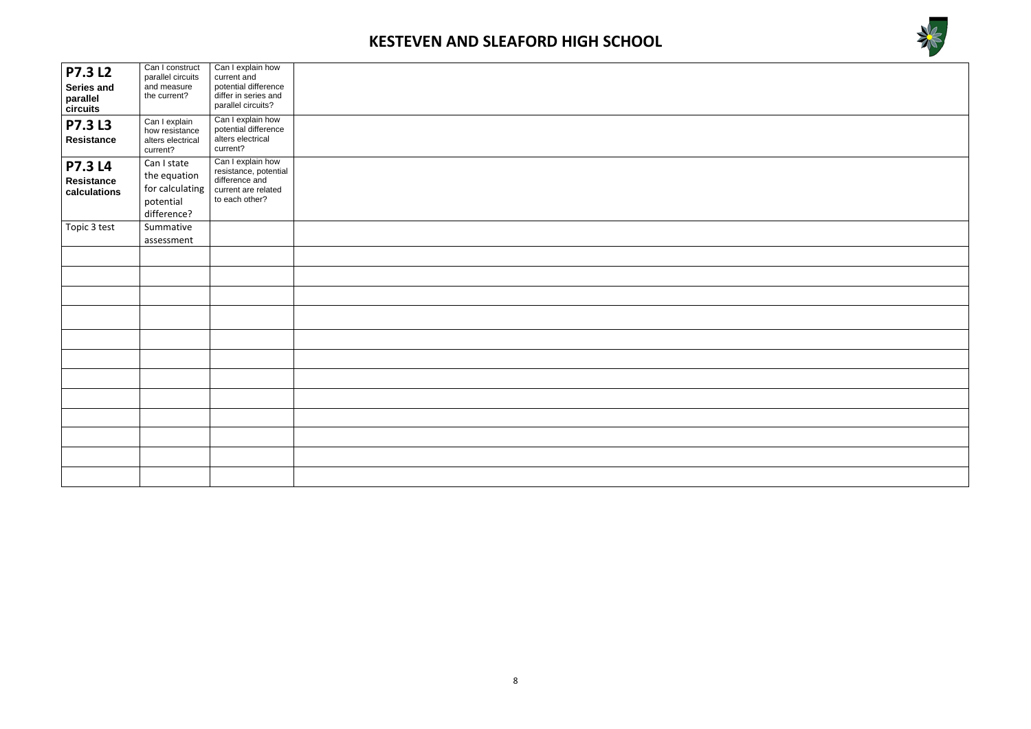# KESTEVEN AND SLEAFORD HIGH SCHOOL

| | | | |
|---|---|---|---|
| **P7.3 L2** **Series and parallel circuits** | Can I construct parallel circuits and measure the current? | Can I explain how current and potential difference differ in series and parallel circuits? | |
| **P7.3 L3** **Resistance** | Can I explain how resistance alters electrical current? | Can I explain how potential difference alters electrical current? | |
| **P7.3 L4** **Resistance calculations** | Can I state the equation for calculating potential difference? | Can I explain how resistance, potential difference and current are related to each other? | |
| Topic 3 test | Summative assessment | | |
| | | | |
| | | | |
| | | | |
| | | | |
| | | | |
| | | | |
| | | | |
| | | | |
| | | | |
| | | | |
| | | | |
| | | | |